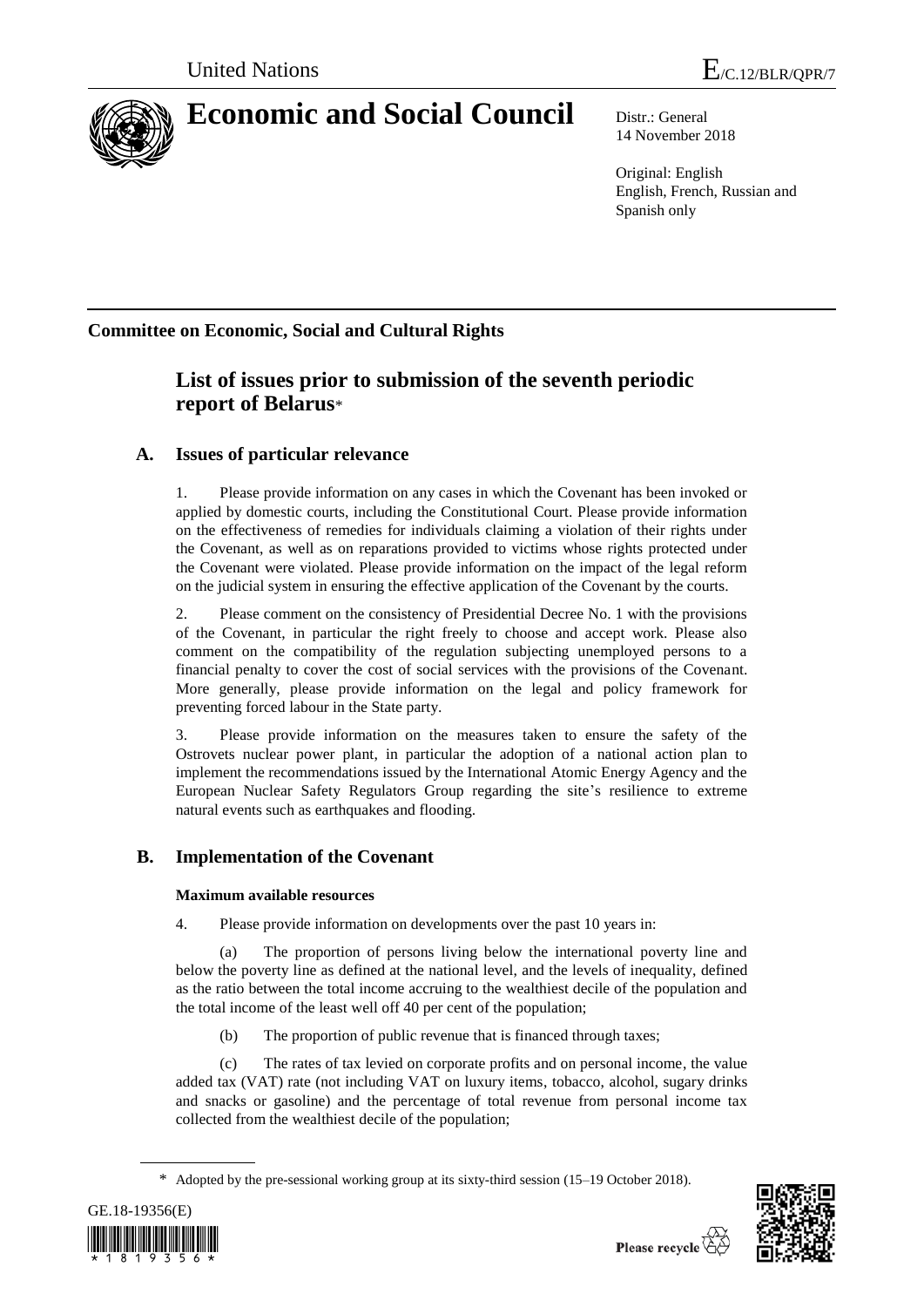United Nations E/C.12/BLR/QPR/7

# Economic and Social Council

Distr.: General
14 November 2018

Original: English
English, French, Russian and Spanish only

## Committee on Economic, Social and Cultural Rights

# List of issues prior to submission of the seventh periodic report of Belarus*

## A. Issues of particular relevance

1. Please provide information on any cases in which the Covenant has been invoked or applied by domestic courts, including the Constitutional Court. Please provide information on the effectiveness of remedies for individuals claiming a violation of their rights under the Covenant, as well as on reparations provided to victims whose rights protected under the Covenant were violated. Please provide information on the impact of the legal reform on the judicial system in ensuring the effective application of the Covenant by the courts.

2. Please comment on the consistency of Presidential Decree No. 1 with the provisions of the Covenant, in particular the right freely to choose and accept work. Please also comment on the compatibility of the regulation subjecting unemployed persons to a financial penalty to cover the cost of social services with the provisions of the Covenant. More generally, please provide information on the legal and policy framework for preventing forced labour in the State party.

3. Please provide information on the measures taken to ensure the safety of the Ostrovets nuclear power plant, in particular the adoption of a national action plan to implement the recommendations issued by the International Atomic Energy Agency and the European Nuclear Safety Regulators Group regarding the site's resilience to extreme natural events such as earthquakes and flooding.

## B. Implementation of the Covenant

### Maximum available resources

4. Please provide information on developments over the past 10 years in:

(a) The proportion of persons living below the international poverty line and below the poverty line as defined at the national level, and the levels of inequality, defined as the ratio between the total income accruing to the wealthiest decile of the population and the total income of the least well off 40 per cent of the population;

(b) The proportion of public revenue that is financed through taxes;

(c) The rates of tax levied on corporate profits and on personal income, the value added tax (VAT) rate (not including VAT on luxury items, tobacco, alcohol, sugary drinks and snacks or gasoline) and the percentage of total revenue from personal income tax collected from the wealthiest decile of the population;

\* Adopted by the pre-sessional working group at its sixty-third session (15–19 October 2018).

GE.18-19356(E)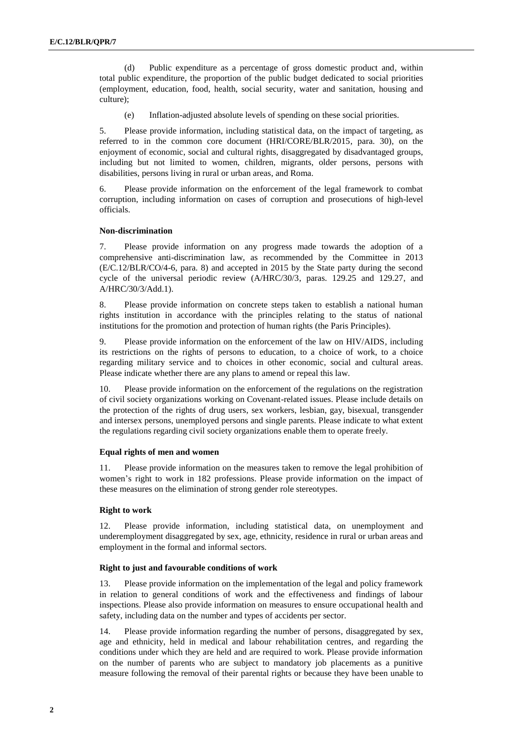(d) Public expenditure as a percentage of gross domestic product and, within total public expenditure, the proportion of the public budget dedicated to social priorities (employment, education, food, health, social security, water and sanitation, housing and culture);

(e) Inflation-adjusted absolute levels of spending on these social priorities.

5. Please provide information, including statistical data, on the impact of targeting, as referred to in the common core document (HRI/CORE/BLR/2015, para. 30), on the enjoyment of economic, social and cultural rights, disaggregated by disadvantaged groups, including but not limited to women, children, migrants, older persons, persons with disabilities, persons living in rural or urban areas, and Roma.

6. Please provide information on the enforcement of the legal framework to combat corruption, including information on cases of corruption and prosecutions of high-level officials.

### Non-discrimination

7. Please provide information on any progress made towards the adoption of a comprehensive anti-discrimination law, as recommended by the Committee in 2013 (E/C.12/BLR/CO/4-6, para. 8) and accepted in 2015 by the State party during the second cycle of the universal periodic review (A/HRC/30/3, paras. 129.25 and 129.27, and A/HRC/30/3/Add.1).

8. Please provide information on concrete steps taken to establish a national human rights institution in accordance with the principles relating to the status of national institutions for the promotion and protection of human rights (the Paris Principles).

9. Please provide information on the enforcement of the law on HIV/AIDS, including its restrictions on the rights of persons to education, to a choice of work, to a choice regarding military service and to choices in other economic, social and cultural areas. Please indicate whether there are any plans to amend or repeal this law.

10. Please provide information on the enforcement of the regulations on the registration of civil society organizations working on Covenant-related issues. Please include details on the protection of the rights of drug users, sex workers, lesbian, gay, bisexual, transgender and intersex persons, unemployed persons and single parents. Please indicate to what extent the regulations regarding civil society organizations enable them to operate freely.

### Equal rights of men and women

11. Please provide information on the measures taken to remove the legal prohibition of women's right to work in 182 professions. Please provide information on the impact of these measures on the elimination of strong gender role stereotypes.

### Right to work

12. Please provide information, including statistical data, on unemployment and underemployment disaggregated by sex, age, ethnicity, residence in rural or urban areas and employment in the formal and informal sectors.

### Right to just and favourable conditions of work

13. Please provide information on the implementation of the legal and policy framework in relation to general conditions of work and the effectiveness and findings of labour inspections. Please also provide information on measures to ensure occupational health and safety, including data on the number and types of accidents per sector.

14. Please provide information regarding the number of persons, disaggregated by sex, age and ethnicity, held in medical and labour rehabilitation centres, and regarding the conditions under which they are held and are required to work. Please provide information on the number of parents who are subject to mandatory job placements as a punitive measure following the removal of their parental rights or because they have been unable to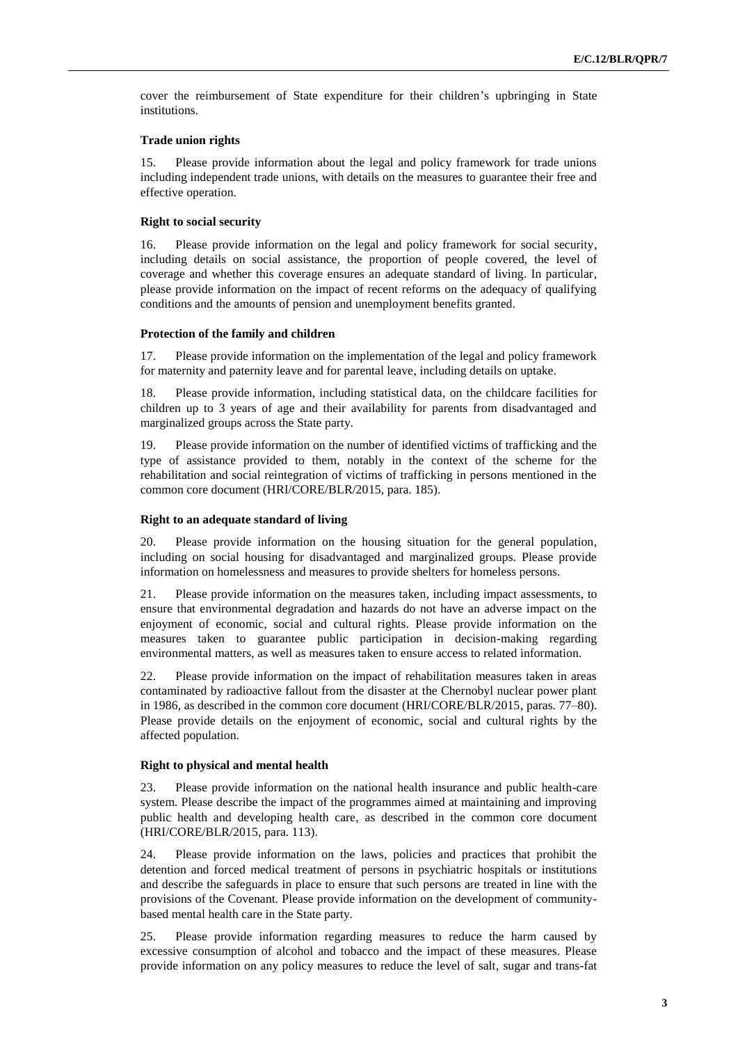cover the reimbursement of State expenditure for their children's upbringing in State institutions.

### Trade union rights

15. Please provide information about the legal and policy framework for trade unions including independent trade unions, with details on the measures to guarantee their free and effective operation.

### Right to social security

16. Please provide information on the legal and policy framework for social security, including details on social assistance, the proportion of people covered, the level of coverage and whether this coverage ensures an adequate standard of living. In particular, please provide information on the impact of recent reforms on the adequacy of qualifying conditions and the amounts of pension and unemployment benefits granted.

### Protection of the family and children

17. Please provide information on the implementation of the legal and policy framework for maternity and paternity leave and for parental leave, including details on uptake.

18. Please provide information, including statistical data, on the childcare facilities for children up to 3 years of age and their availability for parents from disadvantaged and marginalized groups across the State party.

19. Please provide information on the number of identified victims of trafficking and the type of assistance provided to them, notably in the context of the scheme for the rehabilitation and social reintegration of victims of trafficking in persons mentioned in the common core document (HRI/CORE/BLR/2015, para. 185).

### Right to an adequate standard of living

20. Please provide information on the housing situation for the general population, including on social housing for disadvantaged and marginalized groups. Please provide information on homelessness and measures to provide shelters for homeless persons.

21. Please provide information on the measures taken, including impact assessments, to ensure that environmental degradation and hazards do not have an adverse impact on the enjoyment of economic, social and cultural rights. Please provide information on the measures taken to guarantee public participation in decision-making regarding environmental matters, as well as measures taken to ensure access to related information.

22. Please provide information on the impact of rehabilitation measures taken in areas contaminated by radioactive fallout from the disaster at the Chernobyl nuclear power plant in 1986, as described in the common core document (HRI/CORE/BLR/2015, paras. 77–80). Please provide details on the enjoyment of economic, social and cultural rights by the affected population.

### Right to physical and mental health

23. Please provide information on the national health insurance and public health-care system. Please describe the impact of the programmes aimed at maintaining and improving public health and developing health care, as described in the common core document (HRI/CORE/BLR/2015, para. 113).

24. Please provide information on the laws, policies and practices that prohibit the detention and forced medical treatment of persons in psychiatric hospitals or institutions and describe the safeguards in place to ensure that such persons are treated in line with the provisions of the Covenant. Please provide information on the development of community-based mental health care in the State party.

25. Please provide information regarding measures to reduce the harm caused by excessive consumption of alcohol and tobacco and the impact of these measures. Please provide information on any policy measures to reduce the level of salt, sugar and trans-fat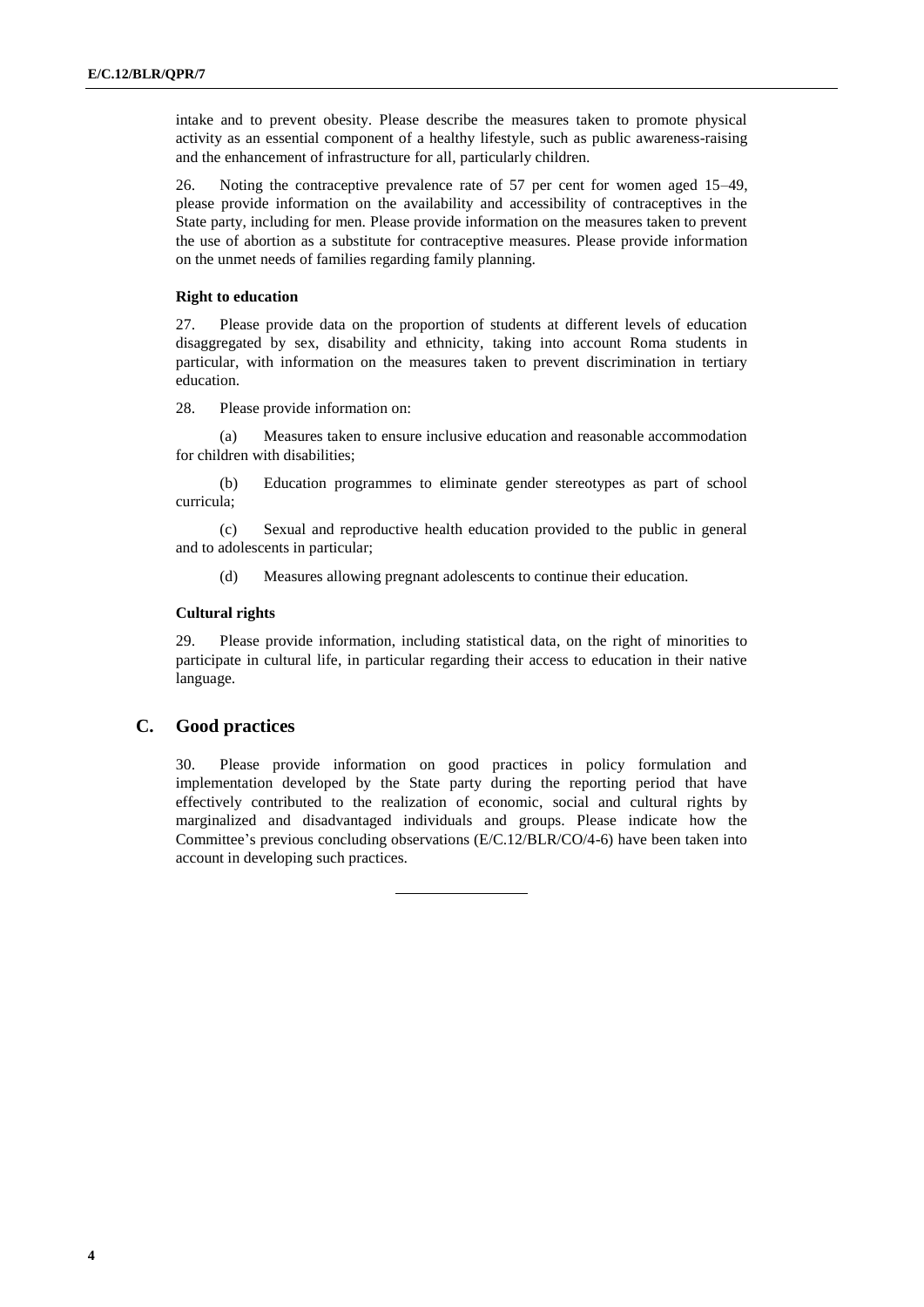intake and to prevent obesity. Please describe the measures taken to promote physical activity as an essential component of a healthy lifestyle, such as public awareness-raising and the enhancement of infrastructure for all, particularly children.

26. Noting the contraceptive prevalence rate of 57 per cent for women aged 15–49, please provide information on the availability and accessibility of contraceptives in the State party, including for men. Please provide information on the measures taken to prevent the use of abortion as a substitute for contraceptive measures. Please provide information on the unmet needs of families regarding family planning.

#### Right to education

27. Please provide data on the proportion of students at different levels of education disaggregated by sex, disability and ethnicity, taking into account Roma students in particular, with information on the measures taken to prevent discrimination in tertiary education.

28. Please provide information on:

(a) Measures taken to ensure inclusive education and reasonable accommodation for children with disabilities;

(b) Education programmes to eliminate gender stereotypes as part of school curricula;

(c) Sexual and reproductive health education provided to the public in general and to adolescents in particular;

(d) Measures allowing pregnant adolescents to continue their education.

#### Cultural rights

29. Please provide information, including statistical data, on the right of minorities to participate in cultural life, in particular regarding their access to education in their native language.

## C. Good practices

30. Please provide information on good practices in policy formulation and implementation developed by the State party during the reporting period that have effectively contributed to the realization of economic, social and cultural rights by marginalized and disadvantaged individuals and groups. Please indicate how the Committee's previous concluding observations (E/C.12/BLR/CO/4-6) have been taken into account in developing such practices.